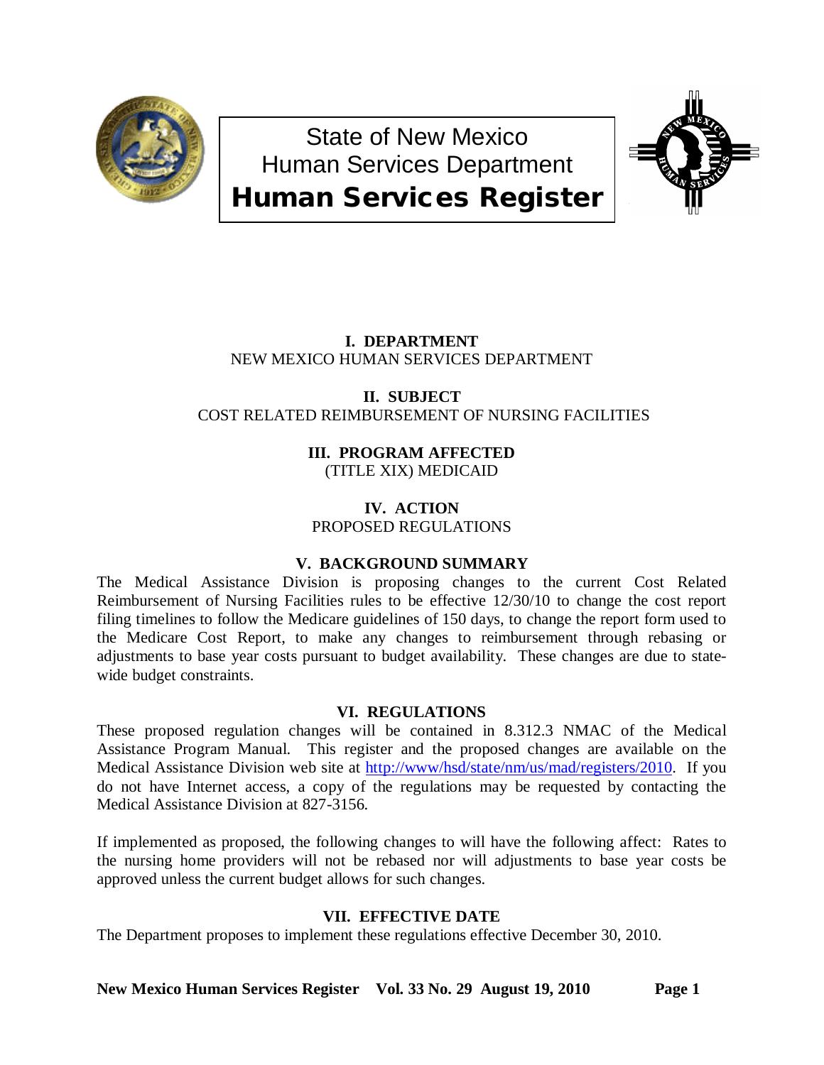# State of New Mexico
# Human Services Department
# Human Services Register

**I. DEPARTMENT**
NEW MEXICO HUMAN SERVICES DEPARTMENT

**II. SUBJECT**
COST RELATED REIMBURSEMENT OF NURSING FACILITIES

**III. PROGRAM AFFECTED**
(TITLE XIX) MEDICAID

**IV. ACTION**
PROPOSED REGULATIONS

**V. BACKGROUND SUMMARY**

The Medical Assistance Division is proposing changes to the current Cost Related Reimbursement of Nursing Facilities rules to be effective 12/30/10 to change the cost report filing timelines to follow the Medicare guidelines of 150 days, to change the report form used to the Medicare Cost Report, to make any changes to reimbursement through rebasing or adjustments to base year costs pursuant to budget availability. These changes are due to state-wide budget constraints.

**VI. REGULATIONS**

These proposed regulation changes will be contained in 8.312.3 NMAC of the Medical Assistance Program Manual. This register and the proposed changes are available on the Medical Assistance Division web site at http://www/hsd/state/nm/us/mad/registers/2010. If you do not have Internet access, a copy of the regulations may be requested by contacting the Medical Assistance Division at 827-3156.

If implemented as proposed, the following changes to will have the following affect: Rates to the nursing home providers will not be rebased nor will adjustments to base year costs be approved unless the current budget allows for such changes.

**VII. EFFECTIVE DATE**

The Department proposes to implement these regulations effective December 30, 2010.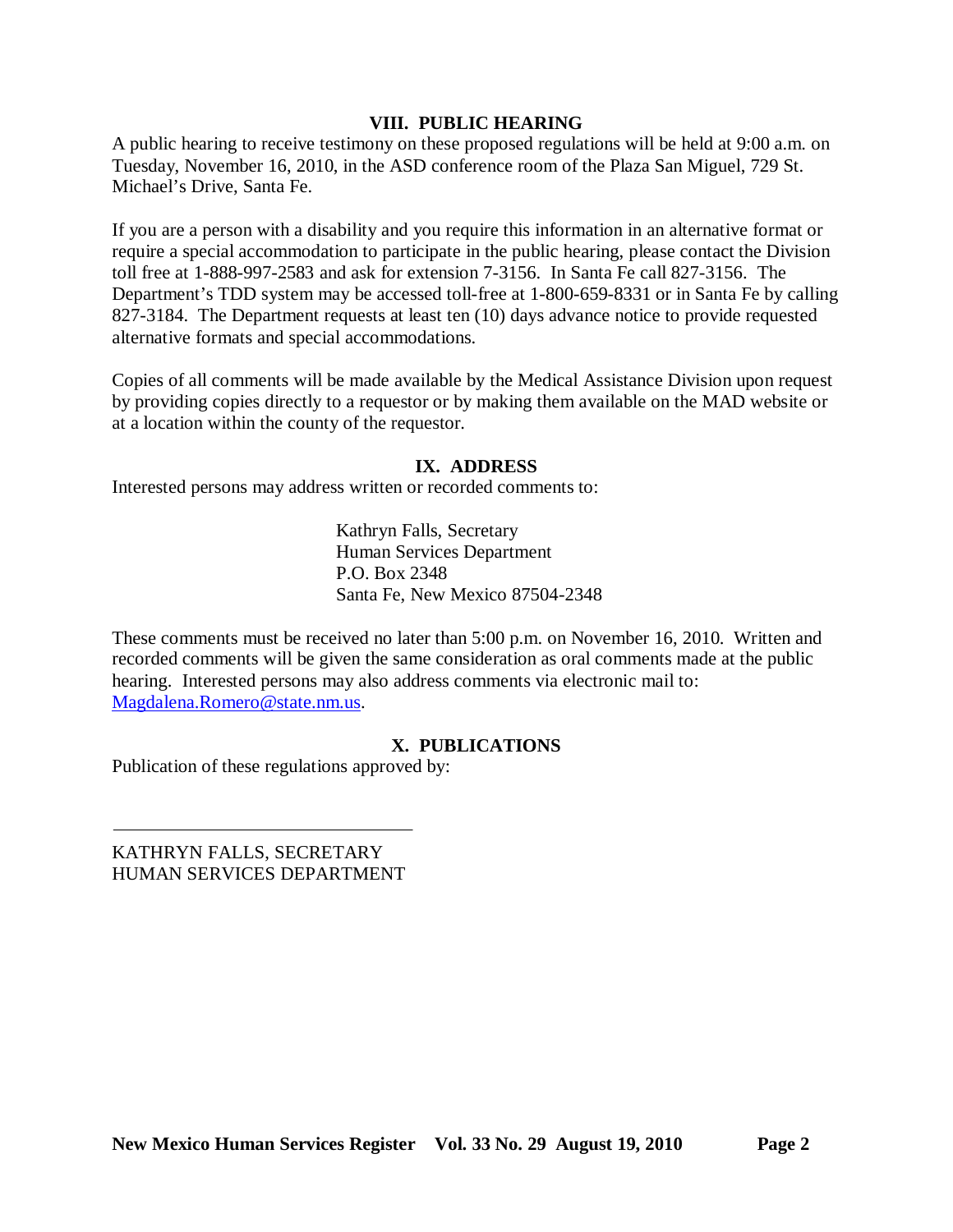## VIII. PUBLIC HEARING

A public hearing to receive testimony on these proposed regulations will be held at 9:00 a.m. on Tuesday, November 16, 2010, in the ASD conference room of the Plaza San Miguel, 729 St. Michael's Drive, Santa Fe.

If you are a person with a disability and you require this information in an alternative format or require a special accommodation to participate in the public hearing, please contact the Division toll free at 1-888-997-2583 and ask for extension 7-3156. In Santa Fe call 827-3156. The Department's TDD system may be accessed toll-free at 1-800-659-8331 or in Santa Fe by calling 827-3184. The Department requests at least ten (10) days advance notice to provide requested alternative formats and special accommodations.

Copies of all comments will be made available by the Medical Assistance Division upon request by providing copies directly to a requestor or by making them available on the MAD website or at a location within the county of the requestor.

## IX. ADDRESS

Interested persons may address written or recorded comments to:

Kathryn Falls, Secretary
Human Services Department
P.O. Box 2348
Santa Fe, New Mexico 87504-2348

These comments must be received no later than 5:00 p.m. on November 16, 2010. Written and recorded comments will be given the same consideration as oral comments made at the public hearing. Interested persons may also address comments via electronic mail to: Magdalena.Romero@state.nm.us.

## X. PUBLICATIONS

Publication of these regulations approved by:

\_\_\_\_\_\_\_\_\_\_\_\_\_\_\_\_\_\_\_\_\_\_\_\_\_\_\_\_\_\_\_\_

KATHRYN FALLS, SECRETARY
HUMAN SERVICES DEPARTMENT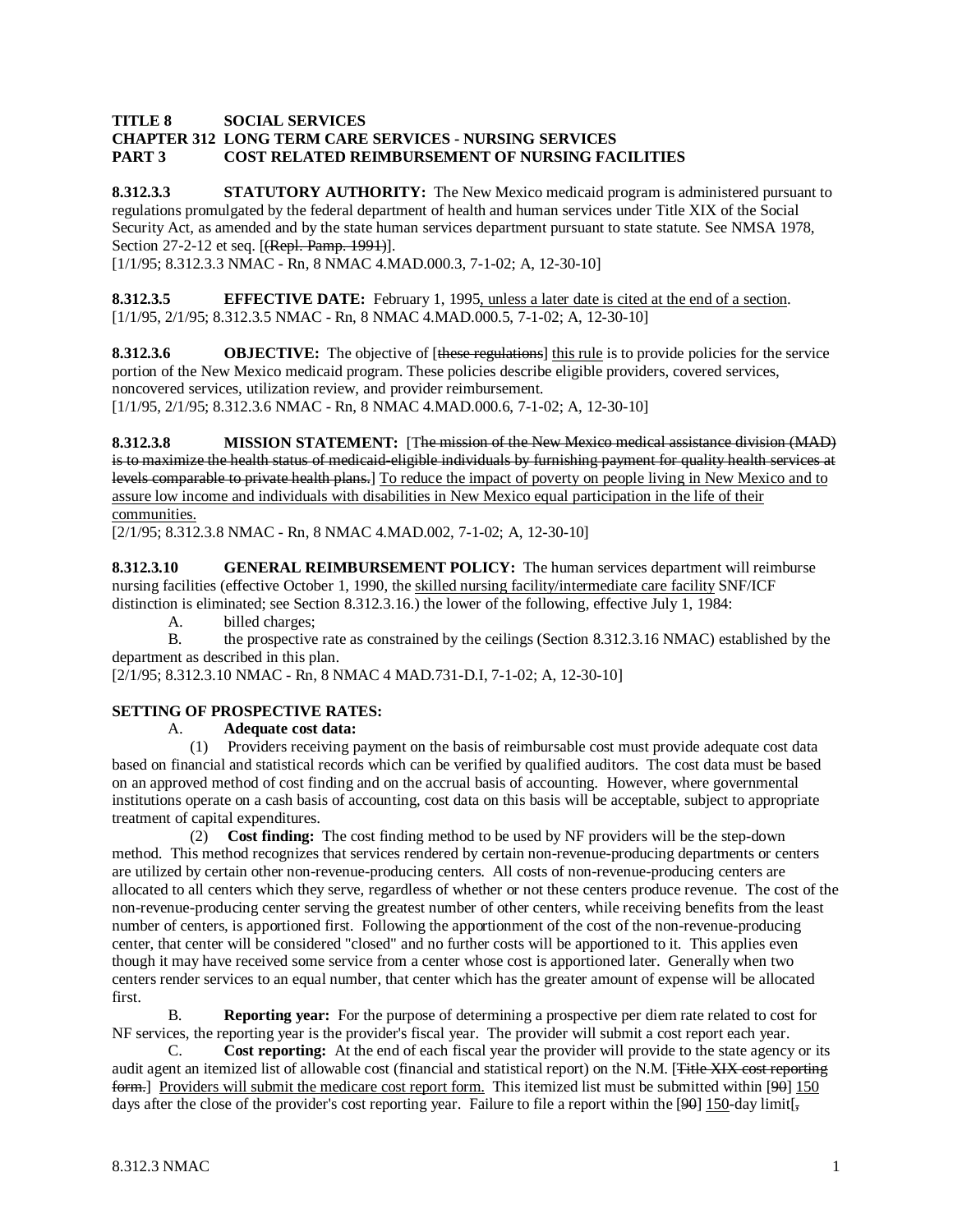**TITLE 8 SOCIAL SERVICES**
**CHAPTER 312 LONG TERM CARE SERVICES - NURSING SERVICES**
**PART 3 COST RELATED REIMBURSEMENT OF NURSING FACILITIES**

**8.312.3.3 STATUTORY AUTHORITY:** The New Mexico medicaid program is administered pursuant to regulations promulgated by the federal department of health and human services under Title XIX of the Social Security Act, as amended and by the state human services department pursuant to state statute. See NMSA 1978, Section 27-2-12 et seq. [~~(Repl. Pamp. 1991)~~].
[1/1/95; 8.312.3.3 NMAC - Rn, 8 NMAC 4.MAD.000.3, 7-1-02; A, 12-30-10]

**8.312.3.5 EFFECTIVE DATE:** February 1, 1995<u>, unless a later date is cited at the end of a section</u>.
[1/1/95, 2/1/95; 8.312.3.5 NMAC - Rn, 8 NMAC 4.MAD.000.5, 7-1-02; A, 12-30-10]

**8.312.3.6 OBJECTIVE:** The objective of [~~these regulations~~] <u>this rule</u> is to provide policies for the service portion of the New Mexico medicaid program. These policies describe eligible providers, covered services, noncovered services, utilization review, and provider reimbursement.
[1/1/95, 2/1/95; 8.312.3.6 NMAC - Rn, 8 NMAC 4.MAD.000.6, 7-1-02; A, 12-30-10]

**8.312.3.8 MISSION STATEMENT:** [~~The mission of the New Mexico medical assistance division (MAD) is to maximize the health status of medicaid-eligible individuals by furnishing payment for quality health services at levels comparable to private health plans.~~] <u>To reduce the impact of poverty on people living in New Mexico and to assure low income and individuals with disabilities in New Mexico equal participation in the life of their communities.</u>
[2/1/95; 8.312.3.8 NMAC - Rn, 8 NMAC 4.MAD.002, 7-1-02; A, 12-30-10]

**8.312.3.10 GENERAL REIMBURSEMENT POLICY:** The human services department will reimburse nursing facilities (effective October 1, 1990, the <u>skilled nursing facility/intermediate care facility</u> SNF/ICF distinction is eliminated; see Section 8.312.3.16.) the lower of the following, effective July 1, 1984:

A. billed charges;

B. the prospective rate as constrained by the ceilings (Section 8.312.3.16 NMAC) established by the department as described in this plan.

[2/1/95; 8.312.3.10 NMAC - Rn, 8 NMAC 4 MAD.731-D.I, 7-1-02; A, 12-30-10]

**SETTING OF PROSPECTIVE RATES:**

A. **Adequate cost data:**

(1) Providers receiving payment on the basis of reimbursable cost must provide adequate cost data based on financial and statistical records which can be verified by qualified auditors. The cost data must be based on an approved method of cost finding and on the accrual basis of accounting. However, where governmental institutions operate on a cash basis of accounting, cost data on this basis will be acceptable, subject to appropriate treatment of capital expenditures.

(2) **Cost finding:** The cost finding method to be used by NF providers will be the step-down method. This method recognizes that services rendered by certain non-revenue-producing departments or centers are utilized by certain other non-revenue-producing centers. All costs of non-revenue-producing centers are allocated to all centers which they serve, regardless of whether or not these centers produce revenue. The cost of the non-revenue-producing center serving the greatest number of other centers, while receiving benefits from the least number of centers, is apportioned first. Following the apportionment of the cost of the non-revenue-producing center, that center will be considered "closed" and no further costs will be apportioned to it. This applies even though it may have received some service from a center whose cost is apportioned later. Generally when two centers render services to an equal number, that center which has the greater amount of expense will be allocated first.

B. **Reporting year:** For the purpose of determining a prospective per diem rate related to cost for NF services, the reporting year is the provider's fiscal year. The provider will submit a cost report each year.

C. **Cost reporting:** At the end of each fiscal year the provider will provide to the state agency or its audit agent an itemized list of allowable cost (financial and statistical report) on the N.M. [~~Title XIX cost reporting form.~~] <u>Providers will submit the medicare cost report form.</u> This itemized list must be submitted within [~~90~~] <u>150</u> days after the close of the provider's cost reporting year. Failure to file a report within the [~~90~~] <u>150</u>-day limit[~~,~~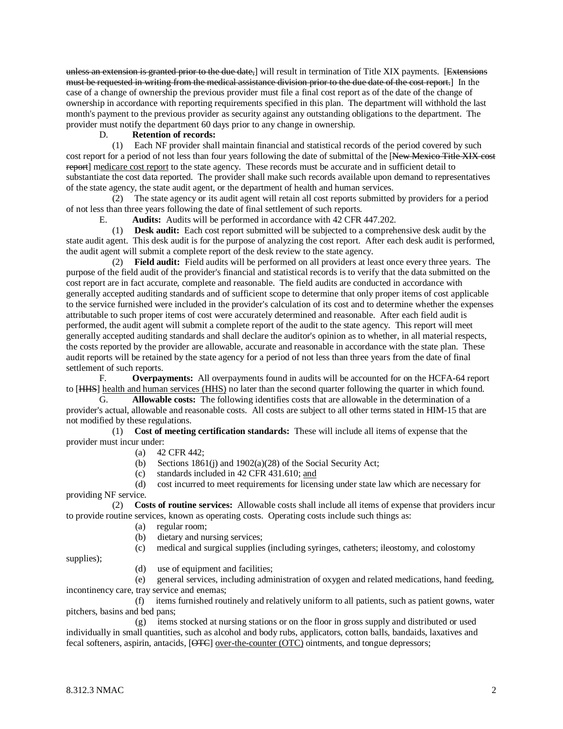unless an extension is granted prior to the due date,] will result in termination of Title XIX payments. [Extensions must be requested in writing from the medical assistance division prior to the due date of the cost report.] In the case of a change of ownership the previous provider must file a final cost report as of the date of the change of ownership in accordance with reporting requirements specified in this plan. The department will withhold the last month's payment to the previous provider as security against any outstanding obligations to the department. The provider must notify the department 60 days prior to any change in ownership.

D. **Retention of records:**

(1) Each NF provider shall maintain financial and statistical records of the period covered by such cost report for a period of not less than four years following the date of submittal of the [New Mexico Title XIX cost report] medicare cost report to the state agency. These records must be accurate and in sufficient detail to substantiate the cost data reported. The provider shall make such records available upon demand to representatives of the state agency, the state audit agent, or the department of health and human services.

(2) The state agency or its audit agent will retain all cost reports submitted by providers for a period of not less than three years following the date of final settlement of such reports.

E. **Audits:** Audits will be performed in accordance with 42 CFR 447.202.

(1) **Desk audit:** Each cost report submitted will be subjected to a comprehensive desk audit by the state audit agent. This desk audit is for the purpose of analyzing the cost report. After each desk audit is performed, the audit agent will submit a complete report of the desk review to the state agency.

(2) **Field audit:** Field audits will be performed on all providers at least once every three years. The purpose of the field audit of the provider's financial and statistical records is to verify that the data submitted on the cost report are in fact accurate, complete and reasonable. The field audits are conducted in accordance with generally accepted auditing standards and of sufficient scope to determine that only proper items of cost applicable to the service furnished were included in the provider's calculation of its cost and to determine whether the expenses attributable to such proper items of cost were accurately determined and reasonable. After each field audit is performed, the audit agent will submit a complete report of the audit to the state agency. This report will meet generally accepted auditing standards and shall declare the auditor's opinion as to whether, in all material respects, the costs reported by the provider are allowable, accurate and reasonable in accordance with the state plan. These audit reports will be retained by the state agency for a period of not less than three years from the date of final settlement of such reports.

F. **Overpayments:** All overpayments found in audits will be accounted for on the HCFA-64 report to [HHS] health and human services (HHS) no later than the second quarter following the quarter in which found.

G. **Allowable costs:** The following identifies costs that are allowable in the determination of a provider's actual, allowable and reasonable costs. All costs are subject to all other terms stated in HIM-15 that are not modified by these regulations.

(1) **Cost of meeting certification standards:** These will include all items of expense that the provider must incur under:

(a) 42 CFR 442;

(b) Sections 1861(j) and 1902(a)(28) of the Social Security Act;

(c) standards included in 42 CFR 431.610; and

(d) cost incurred to meet requirements for licensing under state law which are necessary for providing NF service.

(2) **Costs of routine services:** Allowable costs shall include all items of expense that providers incur to provide routine services, known as operating costs. Operating costs include such things as:

(a) regular room;

(b) dietary and nursing services;

(c) medical and surgical supplies (including syringes, catheters; ileostomy, and colostomy supplies);

(d) use of equipment and facilities;

(e) general services, including administration of oxygen and related medications, hand feeding, incontinency care, tray service and enemas;

(f) items furnished routinely and relatively uniform to all patients, such as patient gowns, water pitchers, basins and bed pans;

(g) items stocked at nursing stations or on the floor in gross supply and distributed or used individually in small quantities, such as alcohol and body rubs, applicators, cotton balls, bandaids, laxatives and fecal softeners, aspirin, antacids, [OTC] over-the-counter (OTC) ointments, and tongue depressors;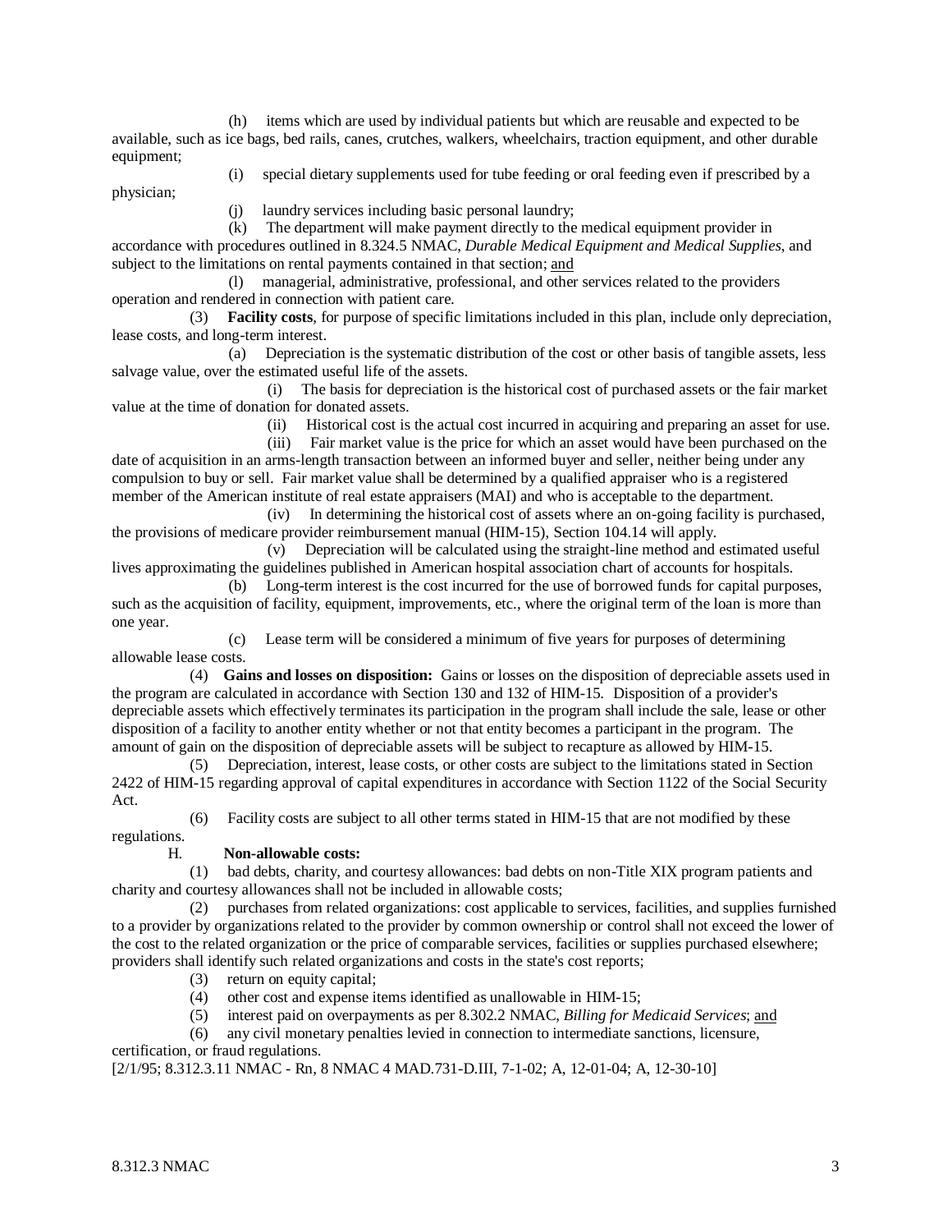(h) items which are used by individual patients but which are reusable and expected to be available, such as ice bags, bed rails, canes, crutches, walkers, wheelchairs, traction equipment, and other durable equipment;

(i) special dietary supplements used for tube feeding or oral feeding even if prescribed by a physician;

(j) laundry services including basic personal laundry;

(k) The department will make payment directly to the medical equipment provider in accordance with procedures outlined in 8.324.5 NMAC, *Durable Medical Equipment and Medical Supplies*, and subject to the limitations on rental payments contained in that section; and

(l) managerial, administrative, professional, and other services related to the providers operation and rendered in connection with patient care.

(3) **Facility costs**, for purpose of specific limitations included in this plan, include only depreciation, lease costs, and long-term interest.

(a) Depreciation is the systematic distribution of the cost or other basis of tangible assets, less salvage value, over the estimated useful life of the assets.

(i) The basis for depreciation is the historical cost of purchased assets or the fair market value at the time of donation for donated assets.

(ii) Historical cost is the actual cost incurred in acquiring and preparing an asset for use.

(iii) Fair market value is the price for which an asset would have been purchased on the date of acquisition in an arms-length transaction between an informed buyer and seller, neither being under any compulsion to buy or sell. Fair market value shall be determined by a qualified appraiser who is a registered member of the American institute of real estate appraisers (MAI) and who is acceptable to the department.

(iv) In determining the historical cost of assets where an on-going facility is purchased, the provisions of medicare provider reimbursement manual (HIM-15), Section 104.14 will apply.

(v) Depreciation will be calculated using the straight-line method and estimated useful lives approximating the guidelines published in American hospital association chart of accounts for hospitals.

(b) Long-term interest is the cost incurred for the use of borrowed funds for capital purposes, such as the acquisition of facility, equipment, improvements, etc., where the original term of the loan is more than one year.

(c) Lease term will be considered a minimum of five years for purposes of determining allowable lease costs.

(4) **Gains and losses on disposition:** Gains or losses on the disposition of depreciable assets used in the program are calculated in accordance with Section 130 and 132 of HIM-15. Disposition of a provider's depreciable assets which effectively terminates its participation in the program shall include the sale, lease or other disposition of a facility to another entity whether or not that entity becomes a participant in the program. The amount of gain on the disposition of depreciable assets will be subject to recapture as allowed by HIM-15.

(5) Depreciation, interest, lease costs, or other costs are subject to the limitations stated in Section 2422 of HIM-15 regarding approval of capital expenditures in accordance with Section 1122 of the Social Security Act.

(6) Facility costs are subject to all other terms stated in HIM-15 that are not modified by these regulations.

H. **Non-allowable costs:**

(1) bad debts, charity, and courtesy allowances: bad debts on non-Title XIX program patients and charity and courtesy allowances shall not be included in allowable costs;

(2) purchases from related organizations: cost applicable to services, facilities, and supplies furnished to a provider by organizations related to the provider by common ownership or control shall not exceed the lower of the cost to the related organization or the price of comparable services, facilities or supplies purchased elsewhere; providers shall identify such related organizations and costs in the state's cost reports;

(3) return on equity capital;

(4) other cost and expense items identified as unallowable in HIM-15;

(5) interest paid on overpayments as per 8.302.2 NMAC, *Billing for Medicaid Services*; and

(6) any civil monetary penalties levied in connection to intermediate sanctions, licensure, certification, or fraud regulations.

[2/1/95; 8.312.3.11 NMAC - Rn, 8 NMAC 4 MAD.731-D.III, 7-1-02; A, 12-01-04; A, 12-30-10]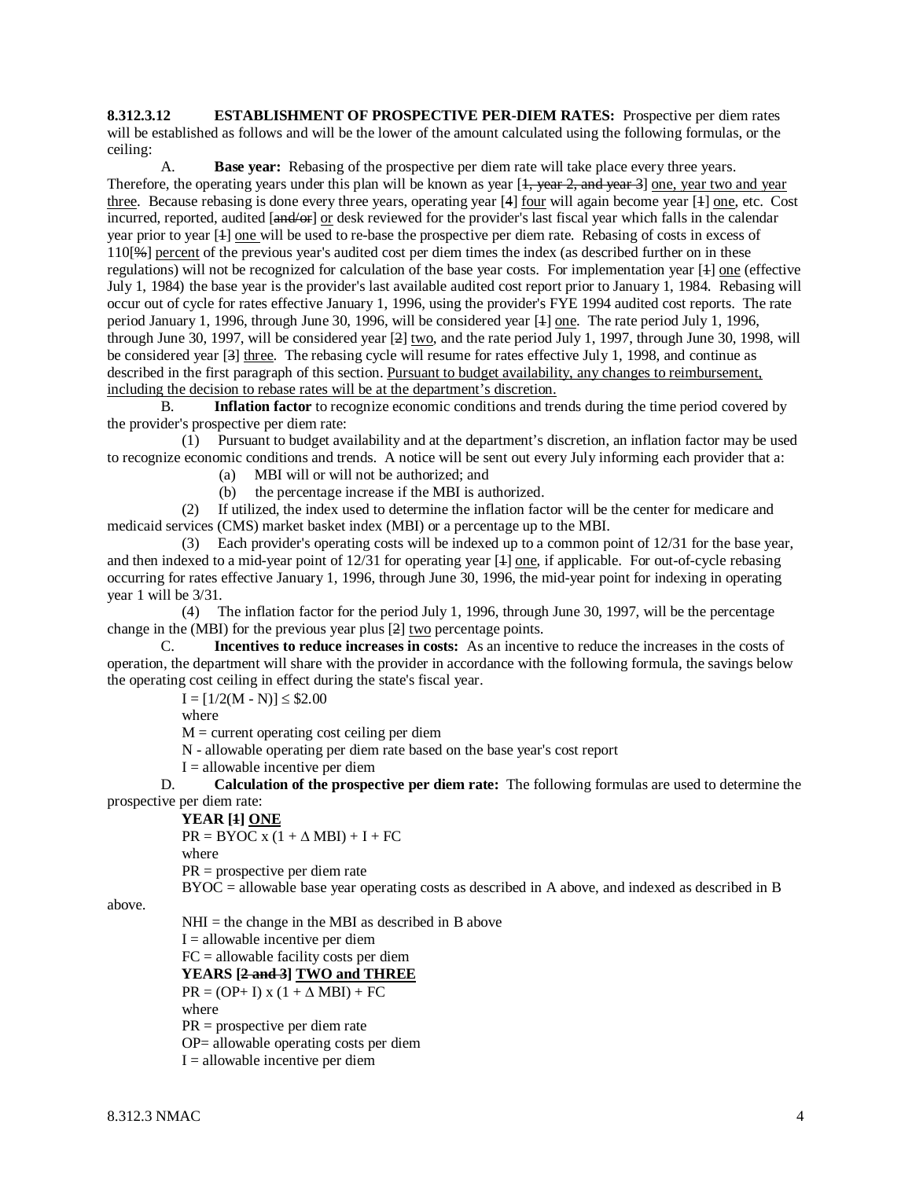**8.312.3.12 ESTABLISHMENT OF PROSPECTIVE PER-DIEM RATES:** Prospective per diem rates will be established as follows and will be the lower of the amount calculated using the following formulas, or the ceiling:

A. **Base year:** Rebasing of the prospective per diem rate will take place every three years. Therefore, the operating years under this plan will be known as year [~~1, year 2, and year 3~~] one, year two and year three. Because rebasing is done every three years, operating year [~~4~~] four will again become year [~~1~~] one, etc. Cost incurred, reported, audited [~~and/or~~] or desk reviewed for the provider's last fiscal year which falls in the calendar year prior to year [~~1~~] one will be used to re-base the prospective per diem rate. Rebasing of costs in excess of 110[~~%~~] percent of the previous year's audited cost per diem times the index (as described further on in these regulations) will not be recognized for calculation of the base year costs. For implementation year [~~1~~] one (effective July 1, 1984) the base year is the provider's last available audited cost report prior to January 1, 1984. Rebasing will occur out of cycle for rates effective January 1, 1996, using the provider's FYE 1994 audited cost reports. The rate period January 1, 1996, through June 30, 1996, will be considered year [~~1~~] one. The rate period July 1, 1996, through June 30, 1997, will be considered year [~~2~~] two, and the rate period July 1, 1997, through June 30, 1998, will be considered year [~~3~~] three. The rebasing cycle will resume for rates effective July 1, 1998, and continue as described in the first paragraph of this section. Pursuant to budget availability, any changes to reimbursement, including the decision to rebase rates will be at the department's discretion.

B. **Inflation factor** to recognize economic conditions and trends during the time period covered by the provider's prospective per diem rate:

(1) Pursuant to budget availability and at the department's discretion, an inflation factor may be used to recognize economic conditions and trends. A notice will be sent out every July informing each provider that a:

(a) MBI will or will not be authorized; and

(b) the percentage increase if the MBI is authorized.

(2) If utilized, the index used to determine the inflation factor will be the center for medicare and medicaid services (CMS) market basket index (MBI) or a percentage up to the MBI.

(3) Each provider's operating costs will be indexed up to a common point of 12/31 for the base year, and then indexed to a mid-year point of 12/31 for operating year [~~1~~] one, if applicable. For out-of-cycle rebasing occurring for rates effective January 1, 1996, through June 30, 1996, the mid-year point for indexing in operating year 1 will be 3/31.

(4) The inflation factor for the period July 1, 1996, through June 30, 1997, will be the percentage change in the (MBI) for the previous year plus [~~2~~] two percentage points.

C. **Incentives to reduce increases in costs:** As an incentive to reduce the increases in the costs of operation, the department will share with the provider in accordance with the following formula, the savings below the operating cost ceiling in effect during the state's fiscal year.

$I = [1/2(M - N)] \leq \$2.00$

where

M = current operating cost ceiling per diem

N - allowable operating per diem rate based on the base year's cost report

I = allowable incentive per diem

D. **Calculation of the prospective per diem rate:** The following formulas are used to determine the prospective per diem rate:

**YEAR [~~1~~] ONE**

$PR = BYOC \times (1 + \Delta MBI) + I + FC$

where

PR = prospective per diem rate

BYOC = allowable base year operating costs as described in A above, and indexed as described in B above.

NHI = the change in the MBI as described in B above

I = allowable incentive per diem

FC = allowable facility costs per diem

**YEARS [~~2 and 3~~] TWO and THREE**

$PR = (OP + I) \times (1 + \Delta MBI) + FC$

where

PR = prospective per diem rate

OP= allowable operating costs per diem

I = allowable incentive per diem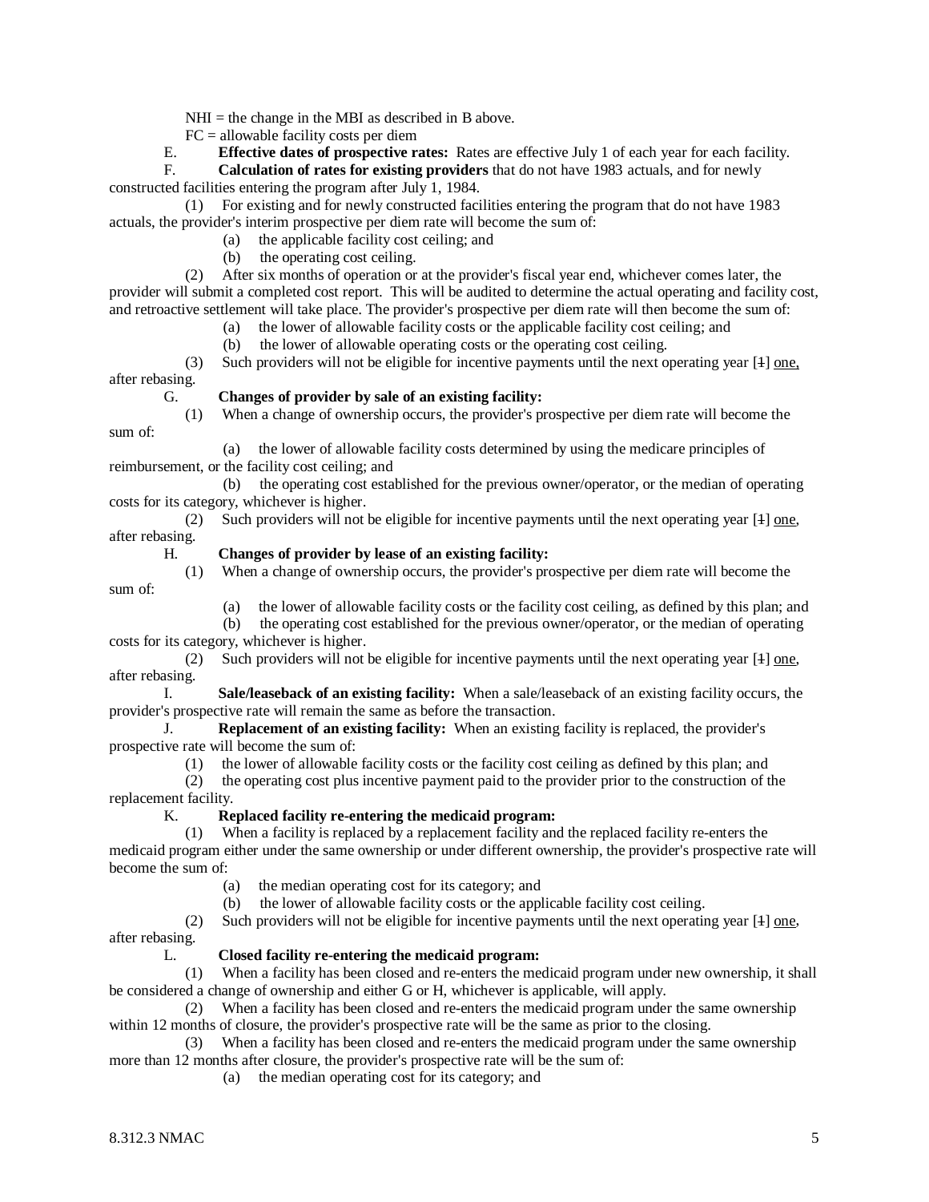NHI = the change in the MBI as described in B above.

FC = allowable facility costs per diem

E. **Effective dates of prospective rates:** Rates are effective July 1 of each year for each facility.

F. **Calculation of rates for existing providers** that do not have 1983 actuals, and for newly constructed facilities entering the program after July 1, 1984.

(1) For existing and for newly constructed facilities entering the program that do not have 1983 actuals, the provider's interim prospective per diem rate will become the sum of:

(a) the applicable facility cost ceiling; and

(b) the operating cost ceiling.

(2) After six months of operation or at the provider's fiscal year end, whichever comes later, the provider will submit a completed cost report. This will be audited to determine the actual operating and facility cost, and retroactive settlement will take place. The provider's prospective per diem rate will then become the sum of:

(a) the lower of allowable facility costs or the applicable facility cost ceiling; and

(b) the lower of allowable operating costs or the operating cost ceiling.

(3) Such providers will not be eligible for incentive payments until the next operating year [~~1~~] one, after rebasing.

G. **Changes of provider by sale of an existing facility:**

(1) When a change of ownership occurs, the provider's prospective per diem rate will become the sum of:

(a) the lower of allowable facility costs determined by using the medicare principles of reimbursement, or the facility cost ceiling; and

(b) the operating cost established for the previous owner/operator, or the median of operating costs for its category, whichever is higher.

(2) Such providers will not be eligible for incentive payments until the next operating year [~~1~~] one, after rebasing.

H. **Changes of provider by lease of an existing facility:**

(1) When a change of ownership occurs, the provider's prospective per diem rate will become the sum of:

(a) the lower of allowable facility costs or the facility cost ceiling, as defined by this plan; and

(b) the operating cost established for the previous owner/operator, or the median of operating costs for its category, whichever is higher.

(2) Such providers will not be eligible for incentive payments until the next operating year [~~1~~] one, after rebasing.

I. **Sale/leaseback of an existing facility:** When a sale/leaseback of an existing facility occurs, the provider's prospective rate will remain the same as before the transaction.

J. **Replacement of an existing facility:** When an existing facility is replaced, the provider's prospective rate will become the sum of:

(1) the lower of allowable facility costs or the facility cost ceiling as defined by this plan; and

(2) the operating cost plus incentive payment paid to the provider prior to the construction of the replacement facility.

K. **Replaced facility re-entering the medicaid program:**

(1) When a facility is replaced by a replacement facility and the replaced facility re-enters the medicaid program either under the same ownership or under different ownership, the provider's prospective rate will become the sum of:

(a) the median operating cost for its category; and

(b) the lower of allowable facility costs or the applicable facility cost ceiling.

(2) Such providers will not be eligible for incentive payments until the next operating year [~~1~~] one, after rebasing.

L. **Closed facility re-entering the medicaid program:**

(1) When a facility has been closed and re-enters the medicaid program under new ownership, it shall be considered a change of ownership and either G or H, whichever is applicable, will apply.

(2) When a facility has been closed and re-enters the medicaid program under the same ownership within 12 months of closure, the provider's prospective rate will be the same as prior to the closing.

(3) When a facility has been closed and re-enters the medicaid program under the same ownership more than 12 months after closure, the provider's prospective rate will be the sum of:

(a) the median operating cost for its category; and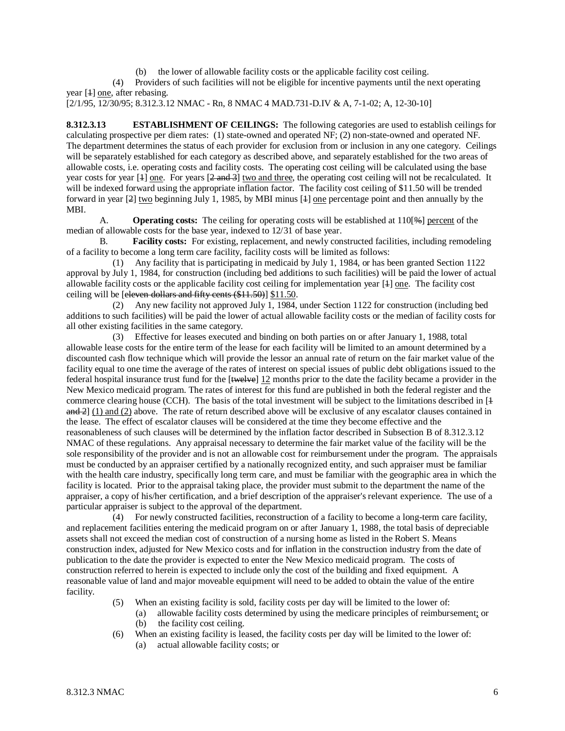(b) the lower of allowable facility costs or the applicable facility cost ceiling.

(4) Providers of such facilities will not be eligible for incentive payments until the next operating year [~~1~~] one, after rebasing.

[2/1/95, 12/30/95; 8.312.3.12 NMAC - Rn, 8 NMAC 4 MAD.731-D.IV & A, 7-1-02; A, 12-30-10]

**8.312.3.13 ESTABLISHMENT OF CEILINGS:** The following categories are used to establish ceilings for calculating prospective per diem rates: (1) state-owned and operated NF; (2) non-state-owned and operated NF. The department determines the status of each provider for exclusion from or inclusion in any one category. Ceilings will be separately established for each category as described above, and separately established for the two areas of allowable costs, i.e. operating costs and facility costs. The operating cost ceiling will be calculated using the base year costs for year [~~1~~] one. For years [~~2 and 3~~] two and three, the operating cost ceiling will not be recalculated. It will be indexed forward using the appropriate inflation factor. The facility cost ceiling of $11.50 will be trended forward in year [~~2~~] two beginning July 1, 1985, by MBI minus [~~1~~] one percentage point and then annually by the MBI.

A. **Operating costs:** The ceiling for operating costs will be established at 110[~~%~~] percent of the median of allowable costs for the base year, indexed to 12/31 of base year.

B. **Facility costs:** For existing, replacement, and newly constructed facilities, including remodeling of a facility to become a long term care facility, facility costs will be limited as follows:

(1) Any facility that is participating in medicaid by July 1, 1984, or has been granted Section 1122 approval by July 1, 1984, for construction (including bed additions to such facilities) will be paid the lower of actual allowable facility costs or the applicable facility cost ceiling for implementation year [~~1~~] one. The facility cost ceiling will be [~~eleven dollars and fifty cents ($11.50)~~] $11.50.

(2) Any new facility not approved July 1, 1984, under Section 1122 for construction (including bed additions to such facilities) will be paid the lower of actual allowable facility costs or the median of facility costs for all other existing facilities in the same category.

(3) Effective for leases executed and binding on both parties on or after January 1, 1988, total allowable lease costs for the entire term of the lease for each facility will be limited to an amount determined by a discounted cash flow technique which will provide the lessor an annual rate of return on the fair market value of the facility equal to one time the average of the rates of interest on special issues of public debt obligations issued to the federal hospital insurance trust fund for the [~~twelve~~] 12 months prior to the date the facility became a provider in the New Mexico medicaid program. The rates of interest for this fund are published in both the federal register and the commerce clearing house (CCH). The basis of the total investment will be subject to the limitations described in [~~1 and 2~~] (1) and (2) above. The rate of return described above will be exclusive of any escalator clauses contained in the lease. The effect of escalator clauses will be considered at the time they become effective and the reasonableness of such clauses will be determined by the inflation factor described in Subsection B of 8.312.3.12 NMAC of these regulations. Any appraisal necessary to determine the fair market value of the facility will be the sole responsibility of the provider and is not an allowable cost for reimbursement under the program. The appraisals must be conducted by an appraiser certified by a nationally recognized entity, and such appraiser must be familiar with the health care industry, specifically long term care, and must be familiar with the geographic area in which the facility is located. Prior to the appraisal taking place, the provider must submit to the department the name of the appraiser, a copy of his/her certification, and a brief description of the appraiser's relevant experience. The use of a particular appraiser is subject to the approval of the department.

(4) For newly constructed facilities, reconstruction of a facility to become a long-term care facility, and replacement facilities entering the medicaid program on or after January 1, 1988, the total basis of depreciable assets shall not exceed the median cost of construction of a nursing home as listed in the Robert S. Means construction index, adjusted for New Mexico costs and for inflation in the construction industry from the date of publication to the date the provider is expected to enter the New Mexico medicaid program. The costs of construction referred to herein is expected to include only the cost of the building and fixed equipment. A reasonable value of land and major moveable equipment will need to be added to obtain the value of the entire facility.

(5) When an existing facility is sold, facility costs per day will be limited to the lower of:

(a) allowable facility costs determined by using the medicare principles of reimbursement; or

(b) the facility cost ceiling.

(6) When an existing facility is leased, the facility costs per day will be limited to the lower of:

(a) actual allowable facility costs; or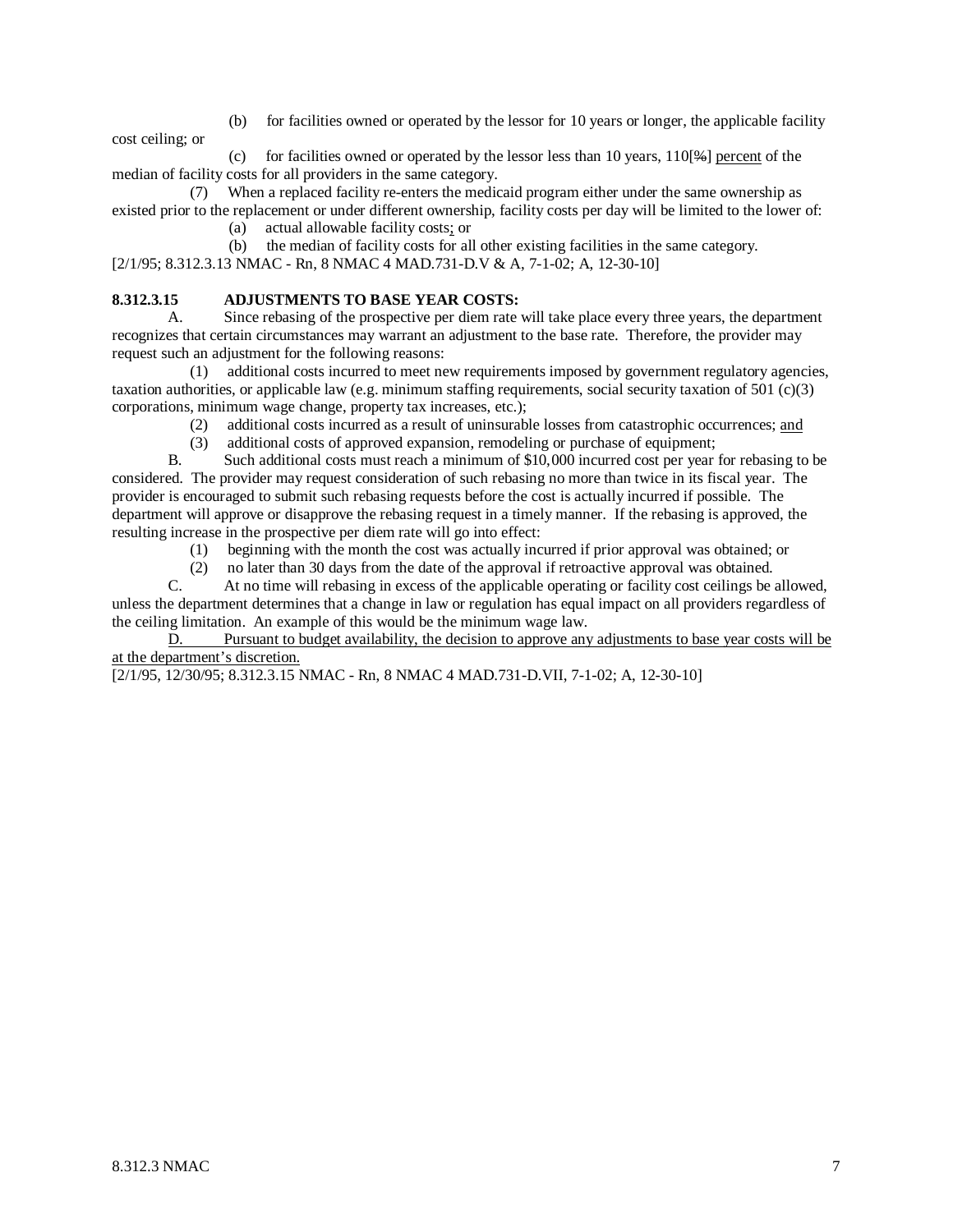(b) for facilities owned or operated by the lessor for 10 years or longer, the applicable facility cost ceiling; or

(c) for facilities owned or operated by the lessor less than 10 years, 110[~~%~~] percent of the median of facility costs for all providers in the same category.

(7) When a replaced facility re-enters the medicaid program either under the same ownership as existed prior to the replacement or under different ownership, facility costs per day will be limited to the lower of:

(a) actual allowable facility costs; or

(b) the median of facility costs for all other existing facilities in the same category.

[2/1/95; 8.312.3.13 NMAC - Rn, 8 NMAC 4 MAD.731-D.V & A, 7-1-02; A, 12-30-10]

**8.312.3.15 ADJUSTMENTS TO BASE YEAR COSTS:**

A. Since rebasing of the prospective per diem rate will take place every three years, the department recognizes that certain circumstances may warrant an adjustment to the base rate. Therefore, the provider may request such an adjustment for the following reasons:

(1) additional costs incurred to meet new requirements imposed by government regulatory agencies, taxation authorities, or applicable law (e.g. minimum staffing requirements, social security taxation of 501 (c)(3) corporations, minimum wage change, property tax increases, etc.);

(2) additional costs incurred as a result of uninsurable losses from catastrophic occurrences; and

(3) additional costs of approved expansion, remodeling or purchase of equipment;

B. Such additional costs must reach a minimum of $10,000 incurred cost per year for rebasing to be considered. The provider may request consideration of such rebasing no more than twice in its fiscal year. The provider is encouraged to submit such rebasing requests before the cost is actually incurred if possible. The department will approve or disapprove the rebasing request in a timely manner. If the rebasing is approved, the resulting increase in the prospective per diem rate will go into effect:

(1) beginning with the month the cost was actually incurred if prior approval was obtained; or

(2) no later than 30 days from the date of the approval if retroactive approval was obtained.

C. At no time will rebasing in excess of the applicable operating or facility cost ceilings be allowed, unless the department determines that a change in law or regulation has equal impact on all providers regardless of the ceiling limitation. An example of this would be the minimum wage law.

D. Pursuant to budget availability, the decision to approve any adjustments to base year costs will be at the department's discretion.

[2/1/95, 12/30/95; 8.312.3.15 NMAC - Rn, 8 NMAC 4 MAD.731-D.VII, 7-1-02; A, 12-30-10]